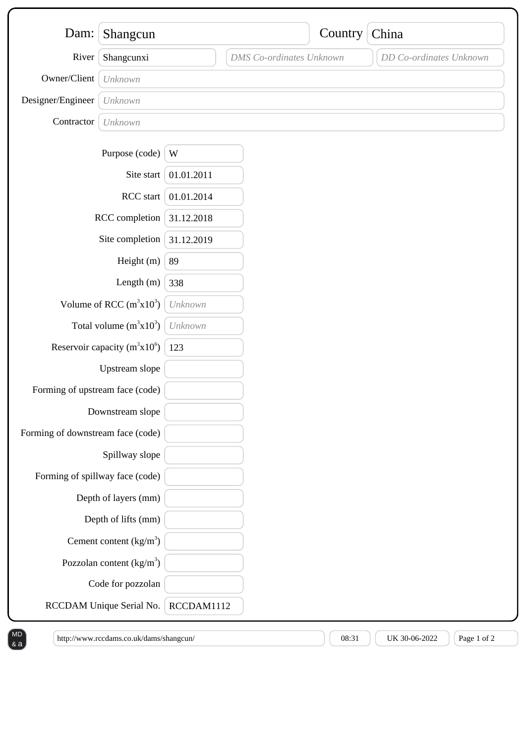| | | | |
|---|---|---|---|
| Dam: | Shangcun | Country | China |
| River | Shangcunxi | *DMS Co-ordinates Unknown* | *DD Co-ordinates Unknown* |
| Owner/Client | *Unknown* | | |
| Designer/Engineer | *Unknown* | | |
| Contractor | *Unknown* | | |

| Field | Value |
|---|---|
| Purpose (code) | W |
| Site start | 01.01.2011 |
| RCC start | 01.01.2014 |
| RCC completion | 31.12.2018 |
| Site completion | 31.12.2019 |
| Height (m) | 89 |
| Length (m) | 338 |
| Volume of RCC ($m^3 x 10^3$) | *Unknown* |
| Total volume ($m^3 x 10^3$) | *Unknown* |
| Reservoir capacity ($m^3 x 10^6$) | 123 |
| Upstream slope | |
| Forming of upstream face (code) | |
| Downstream slope | |
| Forming of downstream face (code) | |
| Spillway slope | |
| Forming of spillway face (code) | |
| Depth of layers (mm) | |
| Depth of lifts (mm) | |
| Cement content ($kg/m^3$) | |
| Pozzolan content ($kg/m^3$) | |
| Code for pozzolan | |
| RCCDAM Unique Serial No. | RCCDAM1112 |

http://www.rccdams.co.uk/dams/shangcun/ 08:31 UK 30-06-2022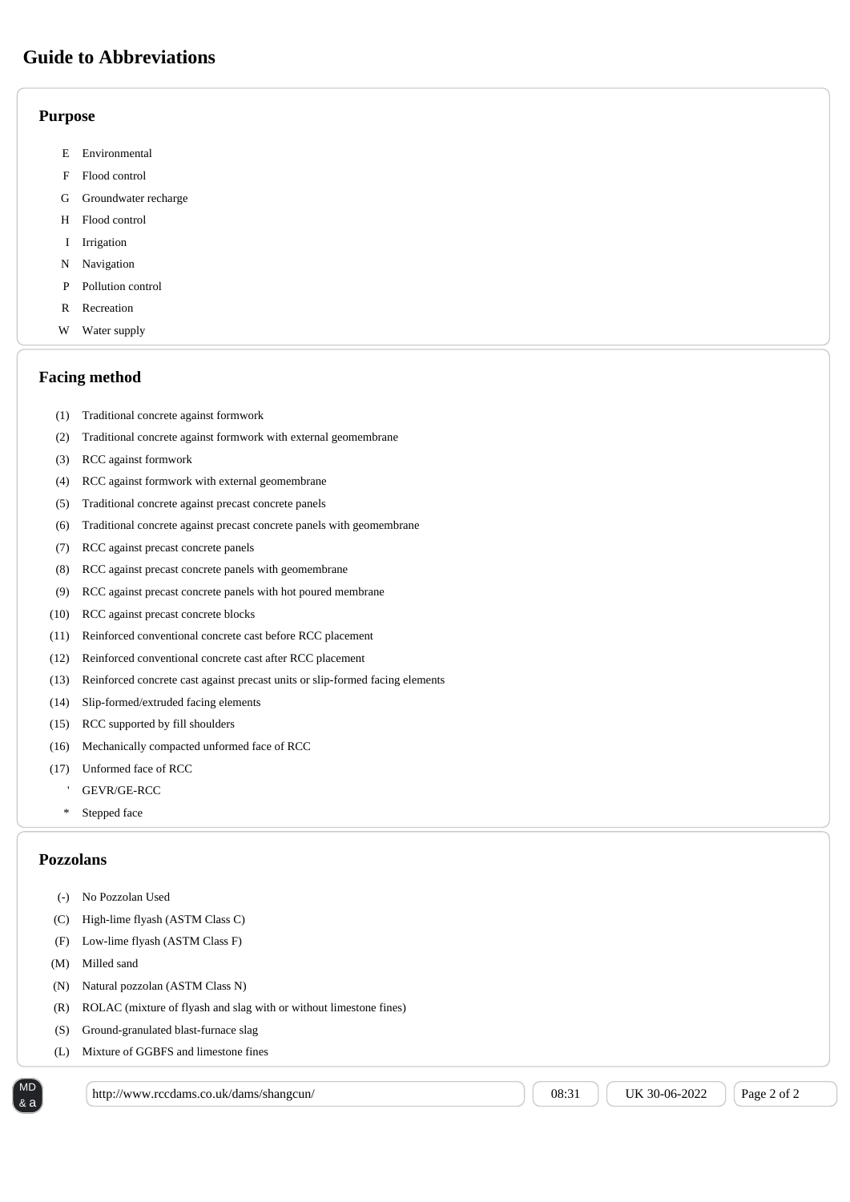# Guide to Abbreviations

## Purpose

- E Environmental
- F Flood control
- G Groundwater recharge
- H Flood control
- I Irrigation
- N Navigation
- P Pollution control
- R Recreation
- W Water supply

## Facing method

- (1) Traditional concrete against formwork
- (2) Traditional concrete against formwork with external geomembrane
- (3) RCC against formwork
- (4) RCC against formwork with external geomembrane
- (5) Traditional concrete against precast concrete panels
- (6) Traditional concrete against precast concrete panels with geomembrane
- (7) RCC against precast concrete panels
- (8) RCC against precast concrete panels with geomembrane
- (9) RCC against precast concrete panels with hot poured membrane
- (10) RCC against precast concrete blocks
- (11) Reinforced conventional concrete cast before RCC placement
- (12) Reinforced conventional concrete cast after RCC placement
- (13) Reinforced concrete cast against precast units or slip-formed facing elements
- (14) Slip-formed/extruded facing elements
- (15) RCC supported by fill shoulders
- (16) Mechanically compacted unformed face of RCC
- (17) Unformed face of RCC
- ' GEVR/GE-RCC
- * Stepped face

## Pozzolans

- (-) No Pozzolan Used
- (C) High-lime flyash (ASTM Class C)
- (F) Low-lime flyash (ASTM Class F)
- (M) Milled sand
- (N) Natural pozzolan (ASTM Class N)
- (R) ROLAC (mixture of flyash and slag with or without limestone fines)
- (S) Ground-granulated blast-furnace slag
- (L) Mixture of GGBFS and limestone fines